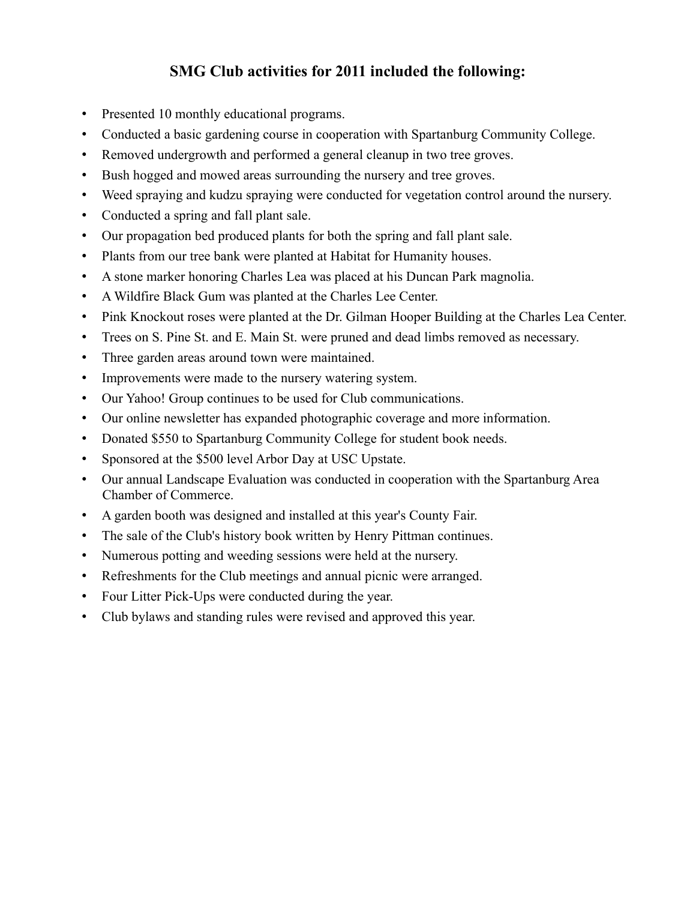## SMG Club activities for 2011 included the following:

- Presented 10 monthly educational programs.
- Conducted a basic gardening course in cooperation with Spartanburg Community College.
- Removed undergrowth and performed a general cleanup in two tree groves.
- Bush hogged and mowed areas surrounding the nursery and tree groves.
- Weed spraying and kudzu spraying were conducted for vegetation control around the nursery.
- Conducted a spring and fall plant sale.
- Our propagation bed produced plants for both the spring and fall plant sale.
- Plants from our tree bank were planted at Habitat for Humanity houses.
- A stone marker honoring Charles Lea was placed at his Duncan Park magnolia.
- A Wildfire Black Gum was planted at the Charles Lee Center.
- Pink Knockout roses were planted at the Dr. Gilman Hooper Building at the Charles Lea Center.
- Trees on S. Pine St. and E. Main St. were pruned and dead limbs removed as necessary.
- Three garden areas around town were maintained.
- Improvements were made to the nursery watering system.
- Our Yahoo! Group continues to be used for Club communications.
- Our online newsletter has expanded photographic coverage and more information.
- Donated $550 to Spartanburg Community College for student book needs.
- Sponsored at the $500 level Arbor Day at USC Upstate.
- Our annual Landscape Evaluation was conducted in cooperation with the Spartanburg Area Chamber of Commerce.
- A garden booth was designed and installed at this year's County Fair.
- The sale of the Club's history book written by Henry Pittman continues.
- Numerous potting and weeding sessions were held at the nursery.
- Refreshments for the Club meetings and annual picnic were arranged.
- Four Litter Pick-Ups were conducted during the year.
- Club bylaws and standing rules were revised and approved this year.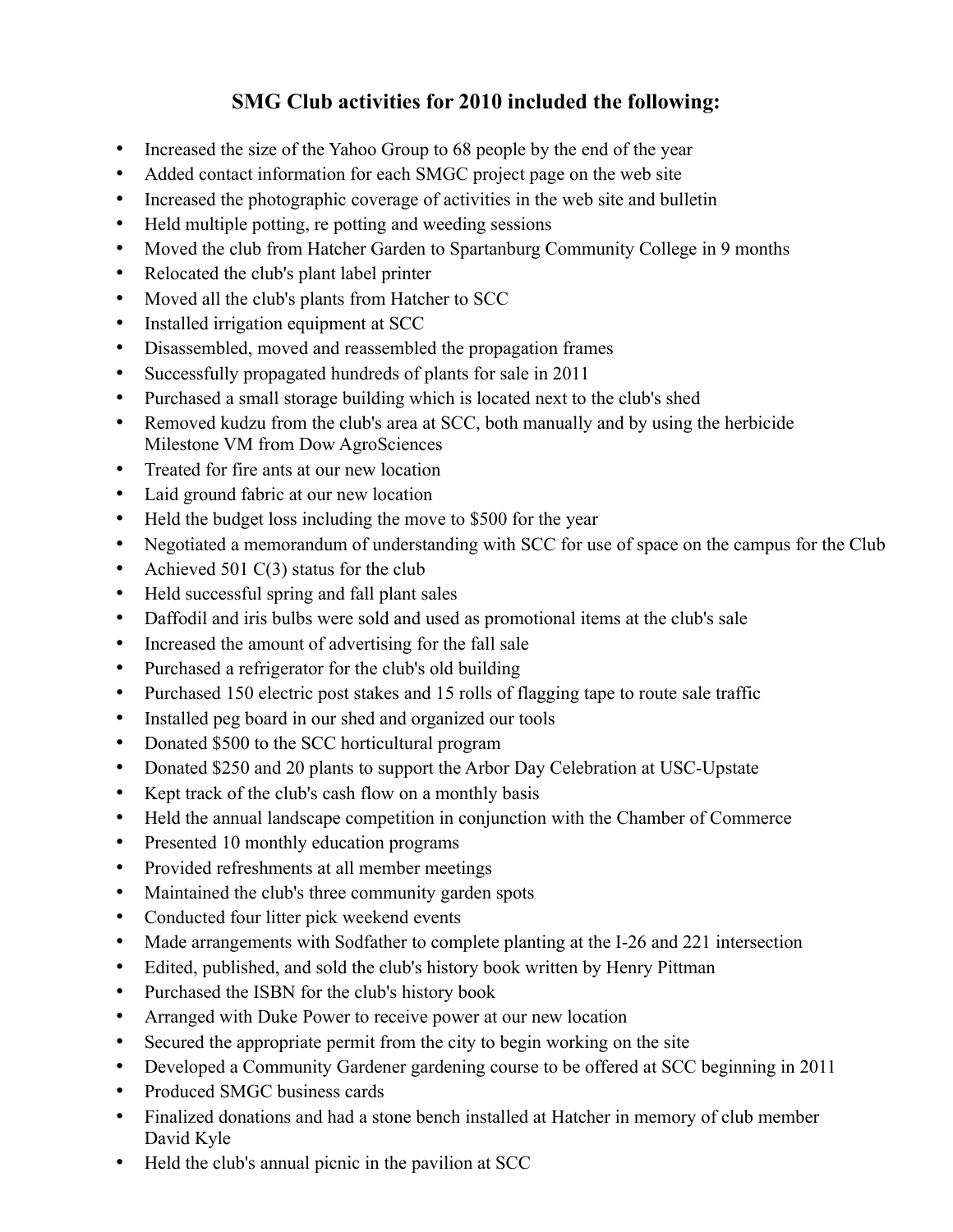## SMG Club activities for 2010 included the following:

- Increased the size of the Yahoo Group to 68 people by the end of the year
- Added contact information for each SMGC project page on the web site
- Increased the photographic coverage of activities in the web site and bulletin
- Held multiple potting, re potting and weeding sessions
- Moved the club from Hatcher Garden to Spartanburg Community College in 9 months
- Relocated the club's plant label printer
- Moved all the club's plants from Hatcher to SCC
- Installed irrigation equipment at SCC
- Disassembled, moved and reassembled the propagation frames
- Successfully propagated hundreds of plants for sale in 2011
- Purchased a small storage building which is located next to the club's shed
- Removed kudzu from the club's area at SCC, both manually and by using the herbicide Milestone VM from Dow AgroSciences
- Treated for fire ants at our new location
- Laid ground fabric at our new location
- Held the budget loss including the move to $500 for the year
- Negotiated a memorandum of understanding with SCC for use of space on the campus for the Club
- Achieved 501 C(3) status for the club
- Held successful spring and fall plant sales
- Daffodil and iris bulbs were sold and used as promotional items at the club's sale
- Increased the amount of advertising for the fall sale
- Purchased a refrigerator for the club's old building
- Purchased 150 electric post stakes and 15 rolls of flagging tape to route sale traffic
- Installed peg board in our shed and organized our tools
- Donated $500 to the SCC horticultural program
- Donated $250 and 20 plants to support the Arbor Day Celebration at USC-Upstate
- Kept track of the club's cash flow on a monthly basis
- Held the annual landscape competition in conjunction with the Chamber of Commerce
- Presented 10 monthly education programs
- Provided refreshments at all member meetings
- Maintained the club's three community garden spots
- Conducted four litter pick weekend events
- Made arrangements with Sodfather to complete planting at the I-26 and 221 intersection
- Edited, published, and sold the club's history book written by Henry Pittman
- Purchased the ISBN for the club's history book
- Arranged with Duke Power to receive power at our new location
- Secured the appropriate permit from the city to begin working on the site
- Developed a Community Gardener gardening course to be offered at SCC beginning in 2011
- Produced SMGC business cards
- Finalized donations and had a stone bench installed at Hatcher in memory of club member David Kyle
- Held the club's annual picnic in the pavilion at SCC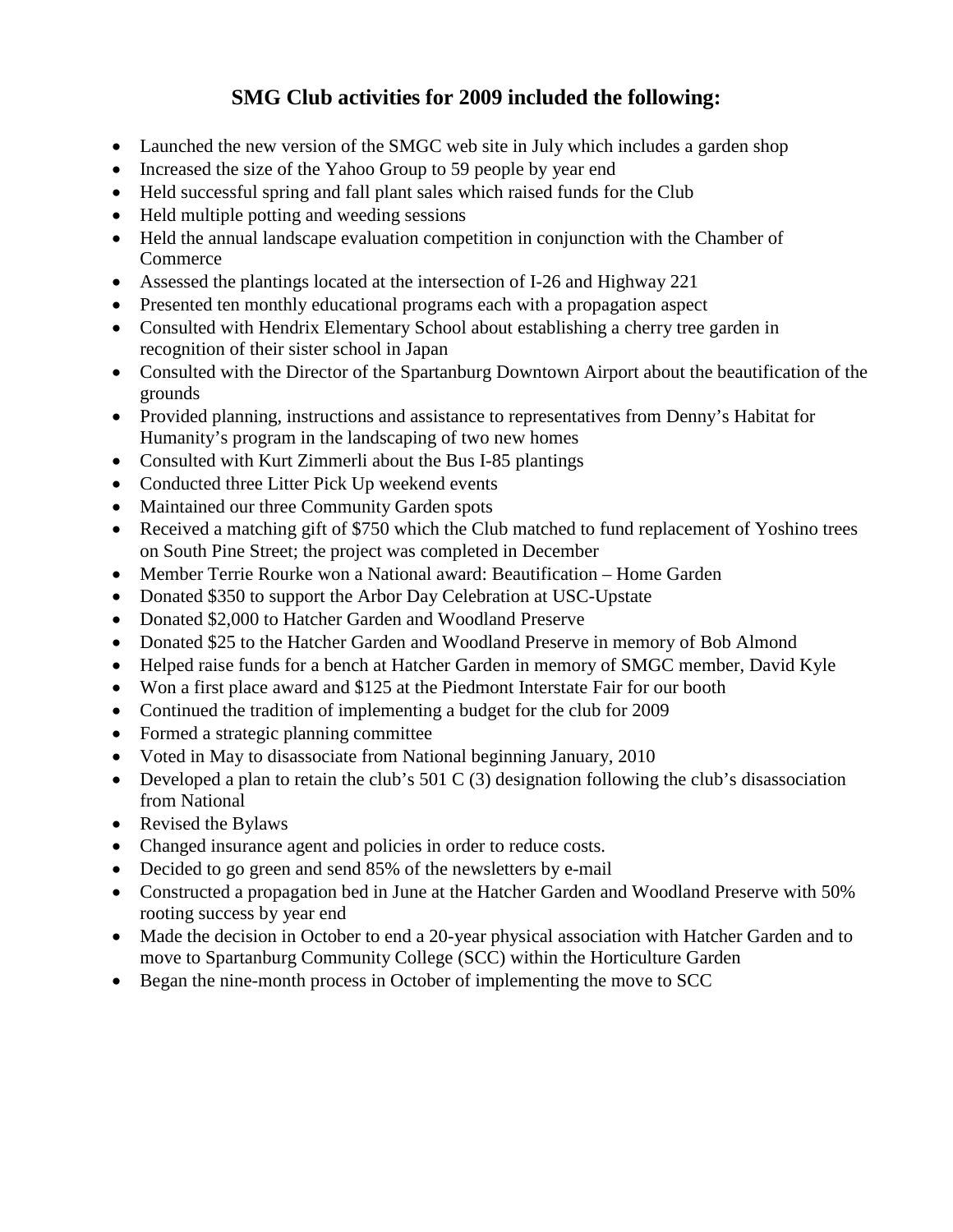## SMG Club activities for 2009 included the following:

- Launched the new version of the SMGC web site in July which includes a garden shop
- Increased the size of the Yahoo Group to 59 people by year end
- Held successful spring and fall plant sales which raised funds for the Club
- Held multiple potting and weeding sessions
- Held the annual landscape evaluation competition in conjunction with the Chamber of Commerce
- Assessed the plantings located at the intersection of I-26 and Highway 221
- Presented ten monthly educational programs each with a propagation aspect
- Consulted with Hendrix Elementary School about establishing a cherry tree garden in recognition of their sister school in Japan
- Consulted with the Director of the Spartanburg Downtown Airport about the beautification of the grounds
- Provided planning, instructions and assistance to representatives from Denny's Habitat for Humanity's program in the landscaping of two new homes
- Consulted with Kurt Zimmerli about the Bus I-85 plantings
- Conducted three Litter Pick Up weekend events
- Maintained our three Community Garden spots
- Received a matching gift of $750 which the Club matched to fund replacement of Yoshino trees on South Pine Street; the project was completed in December
- Member Terrie Rourke won a National award: Beautification – Home Garden
- Donated $350 to support the Arbor Day Celebration at USC-Upstate
- Donated $2,000 to Hatcher Garden and Woodland Preserve
- Donated $25 to the Hatcher Garden and Woodland Preserve in memory of Bob Almond
- Helped raise funds for a bench at Hatcher Garden in memory of SMGC member, David Kyle
- Won a first place award and $125 at the Piedmont Interstate Fair for our booth
- Continued the tradition of implementing a budget for the club for 2009
- Formed a strategic planning committee
- Voted in May to disassociate from National beginning January, 2010
- Developed a plan to retain the club's 501 C (3) designation following the club's disassociation from National
- Revised the Bylaws
- Changed insurance agent and policies in order to reduce costs.
- Decided to go green and send 85% of the newsletters by e-mail
- Constructed a propagation bed in June at the Hatcher Garden and Woodland Preserve with 50% rooting success by year end
- Made the decision in October to end a 20-year physical association with Hatcher Garden and to move to Spartanburg Community College (SCC) within the Horticulture Garden
- Began the nine-month process in October of implementing the move to SCC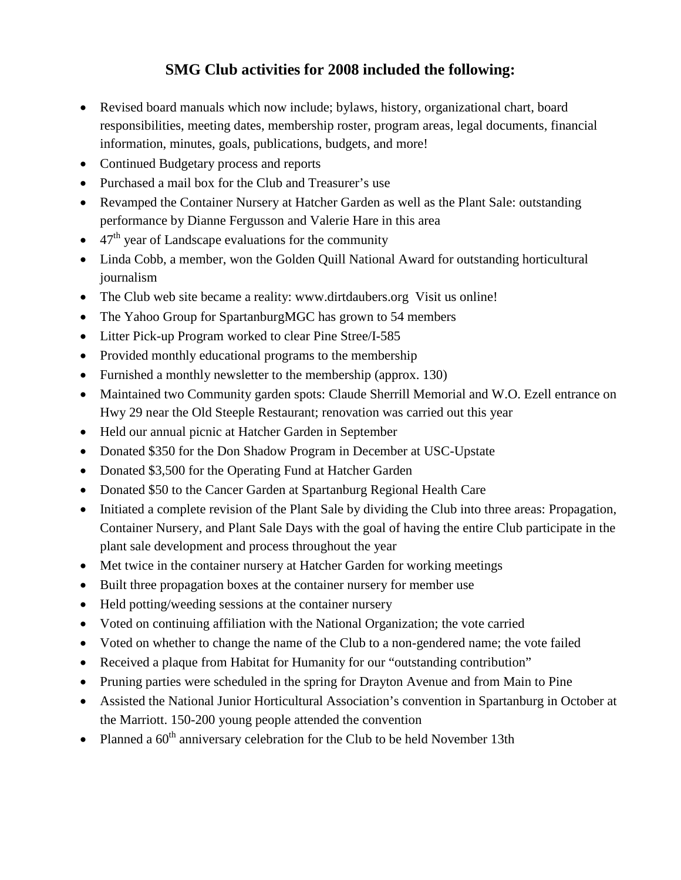## SMG Club activities for 2008 included the following:

- Revised board manuals which now include; bylaws, history, organizational chart, board responsibilities, meeting dates, membership roster, program areas, legal documents, financial information, minutes, goals, publications, budgets, and more!
- Continued Budgetary process and reports
- Purchased a mail box for the Club and Treasurer's use
- Revamped the Container Nursery at Hatcher Garden as well as the Plant Sale: outstanding performance by Dianne Fergusson and Valerie Hare in this area
- 47th year of Landscape evaluations for the community
- Linda Cobb, a member, won the Golden Quill National Award for outstanding horticultural journalism
- The Club web site became a reality: www.dirtdaubers.org Visit us online!
- The Yahoo Group for SpartanburgMGC has grown to 54 members
- Litter Pick-up Program worked to clear Pine Stree/I-585
- Provided monthly educational programs to the membership
- Furnished a monthly newsletter to the membership (approx. 130)
- Maintained two Community garden spots: Claude Sherrill Memorial and W.O. Ezell entrance on Hwy 29 near the Old Steeple Restaurant; renovation was carried out this year
- Held our annual picnic at Hatcher Garden in September
- Donated $350 for the Don Shadow Program in December at USC-Upstate
- Donated $3,500 for the Operating Fund at Hatcher Garden
- Donated $50 to the Cancer Garden at Spartanburg Regional Health Care
- Initiated a complete revision of the Plant Sale by dividing the Club into three areas: Propagation, Container Nursery, and Plant Sale Days with the goal of having the entire Club participate in the plant sale development and process throughout the year
- Met twice in the container nursery at Hatcher Garden for working meetings
- Built three propagation boxes at the container nursery for member use
- Held potting/weeding sessions at the container nursery
- Voted on continuing affiliation with the National Organization; the vote carried
- Voted on whether to change the name of the Club to a non-gendered name; the vote failed
- Received a plaque from Habitat for Humanity for our "outstanding contribution"
- Pruning parties were scheduled in the spring for Drayton Avenue and from Main to Pine
- Assisted the National Junior Horticultural Association's convention in Spartanburg in October at the Marriott. 150-200 young people attended the convention
- Planned a 60th anniversary celebration for the Club to be held November 13th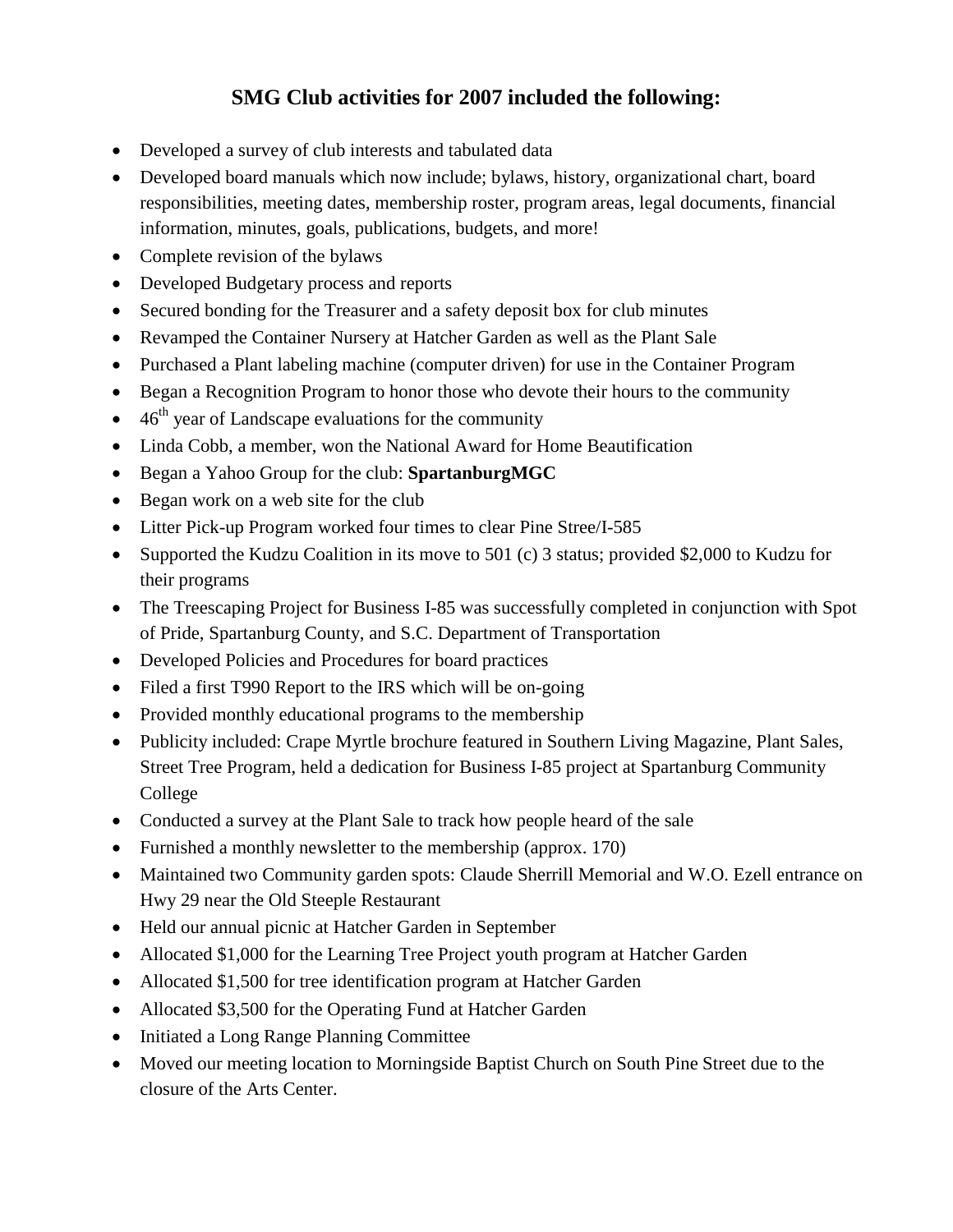## SMG Club activities for 2007 included the following:

- Developed a survey of club interests and tabulated data
- Developed board manuals which now include; bylaws, history, organizational chart, board responsibilities, meeting dates, membership roster, program areas, legal documents, financial information, minutes, goals, publications, budgets, and more!
- Complete revision of the bylaws
- Developed Budgetary process and reports
- Secured bonding for the Treasurer and a safety deposit box for club minutes
- Revamped the Container Nursery at Hatcher Garden as well as the Plant Sale
- Purchased a Plant labeling machine (computer driven) for use in the Container Program
- Began a Recognition Program to honor those who devote their hours to the community
- 46th year of Landscape evaluations for the community
- Linda Cobb, a member, won the National Award for Home Beautification
- Began a Yahoo Group for the club: **SpartanburgMGC**
- Began work on a web site for the club
- Litter Pick-up Program worked four times to clear Pine Stree/I-585
- Supported the Kudzu Coalition in its move to 501 (c) 3 status; provided $2,000 to Kudzu for their programs
- The Treescaping Project for Business I-85 was successfully completed in conjunction with Spot of Pride, Spartanburg County, and S.C. Department of Transportation
- Developed Policies and Procedures for board practices
- Filed a first T990 Report to the IRS which will be on-going
- Provided monthly educational programs to the membership
- Publicity included: Crape Myrtle brochure featured in Southern Living Magazine, Plant Sales, Street Tree Program, held a dedication for Business I-85 project at Spartanburg Community College
- Conducted a survey at the Plant Sale to track how people heard of the sale
- Furnished a monthly newsletter to the membership (approx. 170)
- Maintained two Community garden spots: Claude Sherrill Memorial and W.O. Ezell entrance on Hwy 29 near the Old Steeple Restaurant
- Held our annual picnic at Hatcher Garden in September
- Allocated $1,000 for the Learning Tree Project youth program at Hatcher Garden
- Allocated $1,500 for tree identification program at Hatcher Garden
- Allocated $3,500 for the Operating Fund at Hatcher Garden
- Initiated a Long Range Planning Committee
- Moved our meeting location to Morningside Baptist Church on South Pine Street due to the closure of the Arts Center.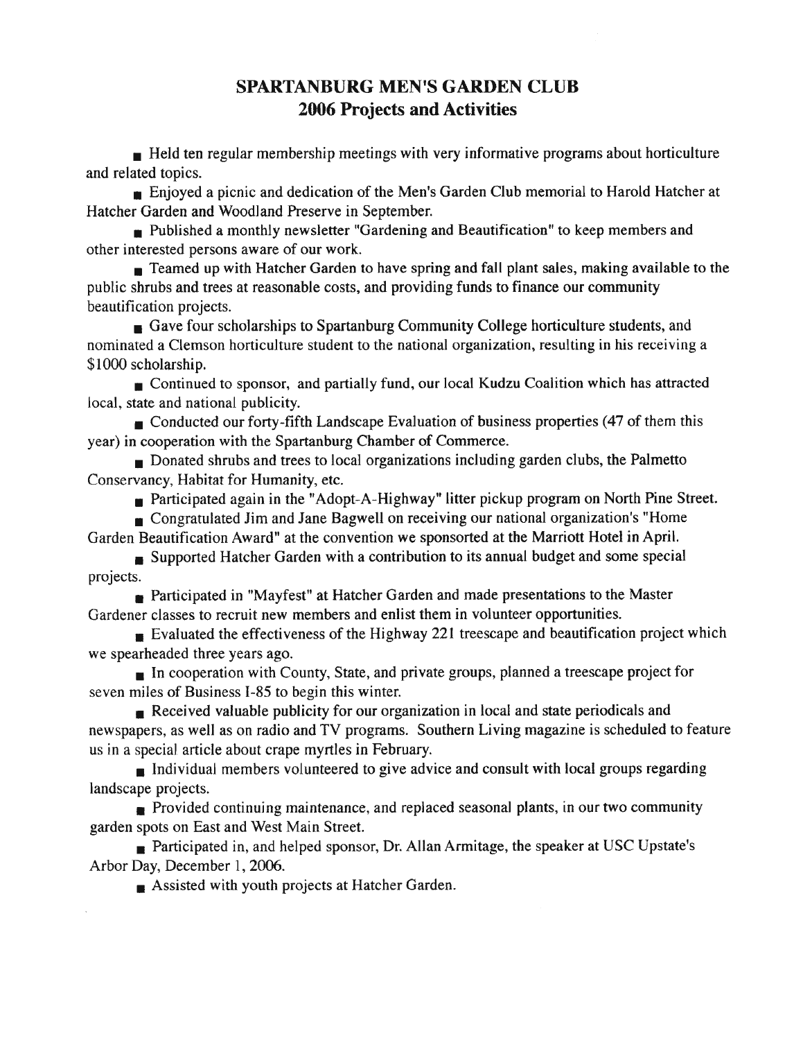# SPARTANBURG MEN'S GARDEN CLUB
## 2006 Projects and Activities

- Held ten regular membership meetings with very informative programs about horticulture and related topics.
- Enjoyed a picnic and dedication of the Men's Garden Club memorial to Harold Hatcher at Hatcher Garden and Woodland Preserve in September.
- Published a monthly newsletter "Gardening and Beautification" to keep members and other interested persons aware of our work.
- Teamed up with Hatcher Garden to have spring and fall plant sales, making available to the public shrubs and trees at reasonable costs, and providing funds to finance our community beautification projects.
- Gave four scholarships to Spartanburg Community College horticulture students, and nominated a Clemson horticulture student to the national organization, resulting in his receiving a $1000 scholarship.
- Continued to sponsor, and partially fund, our local Kudzu Coalition which has attracted local, state and national publicity.
- Conducted our forty-fifth Landscape Evaluation of business properties (47 of them this year) in cooperation with the Spartanburg Chamber of Commerce.
- Donated shrubs and trees to local organizations including garden clubs, the Palmetto Conservancy, Habitat for Humanity, etc.
- Participated again in the "Adopt-A-Highway" litter pickup program on North Pine Street.
- Congratulated Jim and Jane Bagwell on receiving our national organization's "Home Garden Beautification Award" at the convention we sponsorted at the Marriott Hotel in April.
- Supported Hatcher Garden with a contribution to its annual budget and some special projects.
- Participated in "Mayfest" at Hatcher Garden and made presentations to the Master Gardener classes to recruit new members and enlist them in volunteer opportunities.
- Evaluated the effectiveness of the Highway 221 treescape and beautification project which we spearheaded three years ago.
- In cooperation with County, State, and private groups, planned a treescape project for seven miles of Business I-85 to begin this winter.
- Received valuable publicity for our organization in local and state periodicals and newspapers, as well as on radio and TV programs. Southern Living magazine is scheduled to feature us in a special article about crape myrtles in February.
- Individual members volunteered to give advice and consult with local groups regarding landscape projects.
- Provided continuing maintenance, and replaced seasonal plants, in our two community garden spots on East and West Main Street.
- Participated in, and helped sponsor, Dr. Allan Armitage, the speaker at USC Upstate's Arbor Day, December 1, 2006.
- Assisted with youth projects at Hatcher Garden.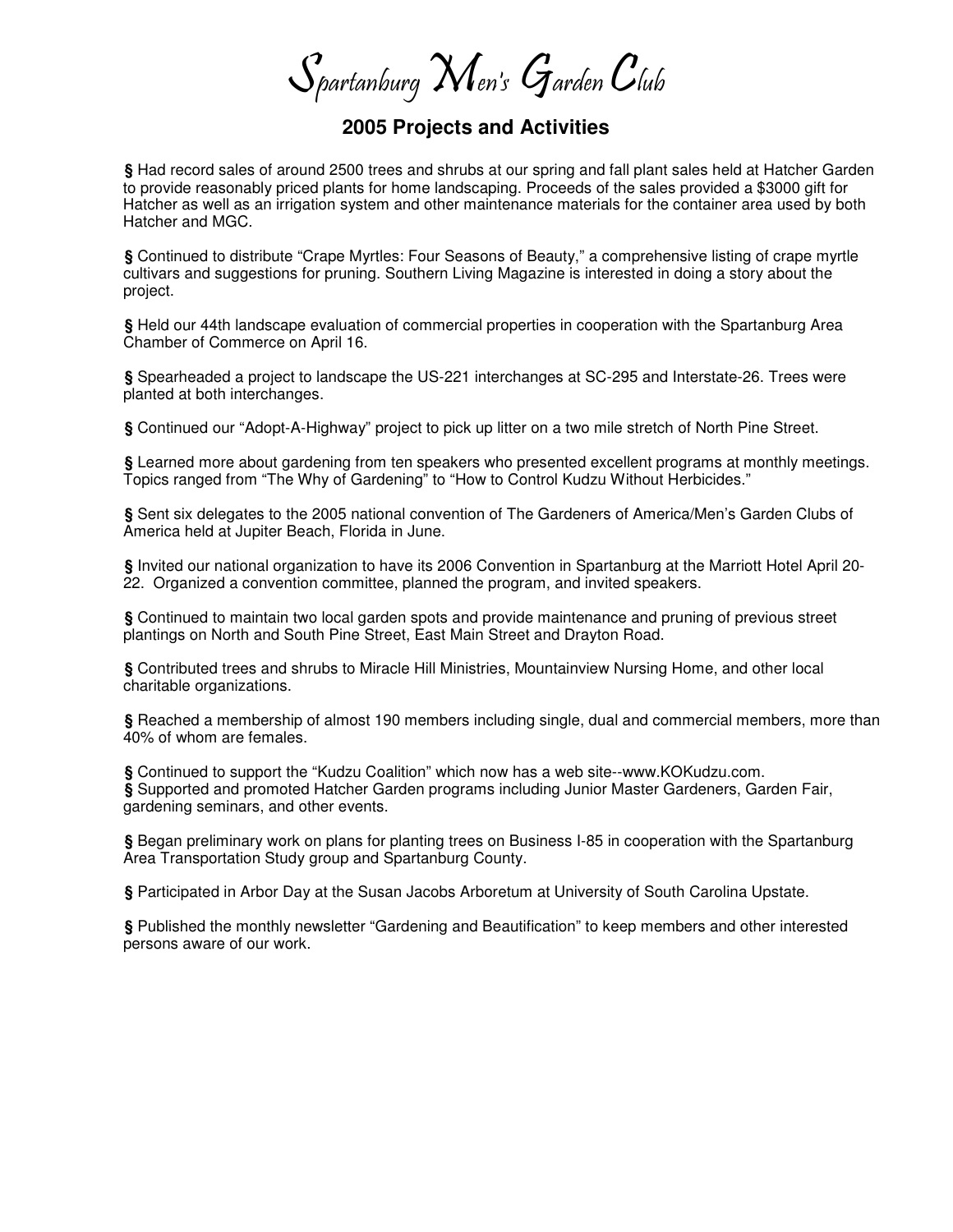# Spartanburg Men's Garden Club

## 2005 Projects and Activities

§ Had record sales of around 2500 trees and shrubs at our spring and fall plant sales held at Hatcher Garden to provide reasonably priced plants for home landscaping. Proceeds of the sales provided a $3000 gift for Hatcher as well as an irrigation system and other maintenance materials for the container area used by both Hatcher and MGC.

§ Continued to distribute "Crape Myrtles: Four Seasons of Beauty," a comprehensive listing of crape myrtle cultivars and suggestions for pruning. Southern Living Magazine is interested in doing a story about the project.

§ Held our 44th landscape evaluation of commercial properties in cooperation with the Spartanburg Area Chamber of Commerce on April 16.

§ Spearheaded a project to landscape the US-221 interchanges at SC-295 and Interstate-26. Trees were planted at both interchanges.

§ Continued our "Adopt-A-Highway" project to pick up litter on a two mile stretch of North Pine Street.

§ Learned more about gardening from ten speakers who presented excellent programs at monthly meetings. Topics ranged from "The Why of Gardening" to "How to Control Kudzu Without Herbicides."

§ Sent six delegates to the 2005 national convention of The Gardeners of America/Men's Garden Clubs of America held at Jupiter Beach, Florida in June.

§ Invited our national organization to have its 2006 Convention in Spartanburg at the Marriott Hotel April 20-22. Organized a convention committee, planned the program, and invited speakers.

§ Continued to maintain two local garden spots and provide maintenance and pruning of previous street plantings on North and South Pine Street, East Main Street and Drayton Road.

§ Contributed trees and shrubs to Miracle Hill Ministries, Mountainview Nursing Home, and other local charitable organizations.

§ Reached a membership of almost 190 members including single, dual and commercial members, more than 40% of whom are females.

§ Continued to support the "Kudzu Coalition" which now has a web site--www.KOKudzu.com.
§ Supported and promoted Hatcher Garden programs including Junior Master Gardeners, Garden Fair, gardening seminars, and other events.

§ Began preliminary work on plans for planting trees on Business I-85 in cooperation with the Spartanburg Area Transportation Study group and Spartanburg County.

§ Participated in Arbor Day at the Susan Jacobs Arboretum at University of South Carolina Upstate.

§ Published the monthly newsletter "Gardening and Beautification" to keep members and other interested persons aware of our work.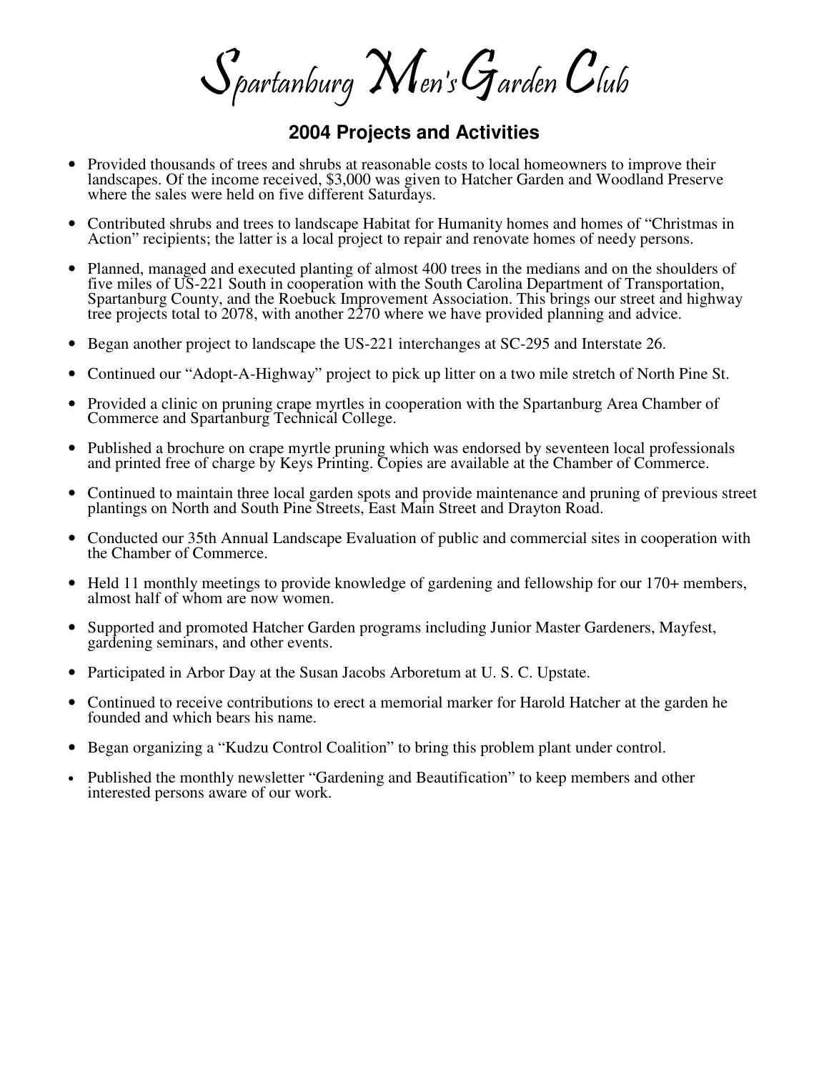# Spartanburg Men's Garden Club

## 2004 Projects and Activities

- Provided thousands of trees and shrubs at reasonable costs to local homeowners to improve their landscapes. Of the income received, $3,000 was given to Hatcher Garden and Woodland Preserve where the sales were held on five different Saturdays.
- Contributed shrubs and trees to landscape Habitat for Humanity homes and homes of "Christmas in Action" recipients; the latter is a local project to repair and renovate homes of needy persons.
- Planned, managed and executed planting of almost 400 trees in the medians and on the shoulders of five miles of US-221 South in cooperation with the South Carolina Department of Transportation, Spartanburg County, and the Roebuck Improvement Association. This brings our street and highway tree projects total to 2078, with another 2270 where we have provided planning and advice.
- Began another project to landscape the US-221 interchanges at SC-295 and Interstate 26.
- Continued our "Adopt-A-Highway" project to pick up litter on a two mile stretch of North Pine St.
- Provided a clinic on pruning crape myrtles in cooperation with the Spartanburg Area Chamber of Commerce and Spartanburg Technical College.
- Published a brochure on crape myrtle pruning which was endorsed by seventeen local professionals and printed free of charge by Keys Printing. Copies are available at the Chamber of Commerce.
- Continued to maintain three local garden spots and provide maintenance and pruning of previous street plantings on North and South Pine Streets, East Main Street and Drayton Road.
- Conducted our 35th Annual Landscape Evaluation of public and commercial sites in cooperation with the Chamber of Commerce.
- Held 11 monthly meetings to provide knowledge of gardening and fellowship for our 170+ members, almost half of whom are now women.
- Supported and promoted Hatcher Garden programs including Junior Master Gardeners, Mayfest, gardening seminars, and other events.
- Participated in Arbor Day at the Susan Jacobs Arboretum at U. S. C. Upstate.
- Continued to receive contributions to erect a memorial marker for Harold Hatcher at the garden he founded and which bears his name.
- Began organizing a "Kudzu Control Coalition" to bring this problem plant under control.
- Published the monthly newsletter "Gardening and Beautification" to keep members and other interested persons aware of our work.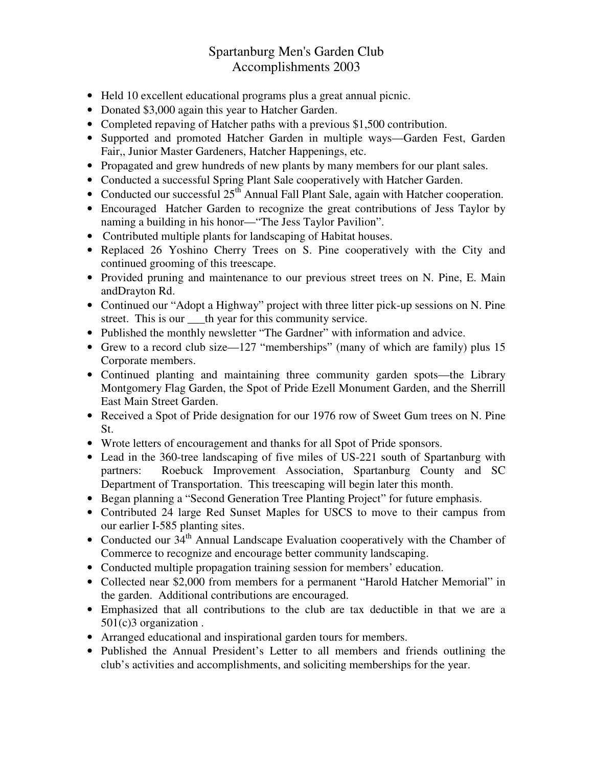# Spartanburg Men's Garden Club
## Accomplishments 2003

- Held 10 excellent educational programs plus a great annual picnic.
- Donated $3,000 again this year to Hatcher Garden.
- Completed repaving of Hatcher paths with a previous $1,500 contribution.
- Supported and promoted Hatcher Garden in multiple ways—Garden Fest, Garden Fair,, Junior Master Gardeners, Hatcher Happenings, etc.
- Propagated and grew hundreds of new plants by many members for our plant sales.
- Conducted a successful Spring Plant Sale cooperatively with Hatcher Garden.
- Conducted our successful 25th Annual Fall Plant Sale, again with Hatcher cooperation.
- Encouraged Hatcher Garden to recognize the great contributions of Jess Taylor by naming a building in his honor—"The Jess Taylor Pavilion".
- Contributed multiple plants for landscaping of Habitat houses.
- Replaced 26 Yoshino Cherry Trees on S. Pine cooperatively with the City and continued grooming of this treescape.
- Provided pruning and maintenance to our previous street trees on N. Pine, E. Main andDrayton Rd.
- Continued our "Adopt a Highway" project with three litter pick-up sessions on N. Pine street. This is our ___th year for this community service.
- Published the monthly newsletter "The Gardner" with information and advice.
- Grew to a record club size—127 "memberships" (many of which are family) plus 15 Corporate members.
- Continued planting and maintaining three community garden spots—the Library Montgomery Flag Garden, the Spot of Pride Ezell Monument Garden, and the Sherrill East Main Street Garden.
- Received a Spot of Pride designation for our 1976 row of Sweet Gum trees on N. Pine St.
- Wrote letters of encouragement and thanks for all Spot of Pride sponsors.
- Lead in the 360-tree landscaping of five miles of US-221 south of Spartanburg with partners: Roebuck Improvement Association, Spartanburg County and SC Department of Transportation. This treescaping will begin later this month.
- Began planning a "Second Generation Tree Planting Project" for future emphasis.
- Contributed 24 large Red Sunset Maples for USCS to move to their campus from our earlier I-585 planting sites.
- Conducted our 34th Annual Landscape Evaluation cooperatively with the Chamber of Commerce to recognize and encourage better community landscaping.
- Conducted multiple propagation training session for members' education.
- Collected near $2,000 from members for a permanent "Harold Hatcher Memorial" in the garden. Additional contributions are encouraged.
- Emphasized that all contributions to the club are tax deductible in that we are a 501(c)3 organization .
- Arranged educational and inspirational garden tours for members.
- Published the Annual President's Letter to all members and friends outlining the club's activities and accomplishments, and soliciting memberships for the year.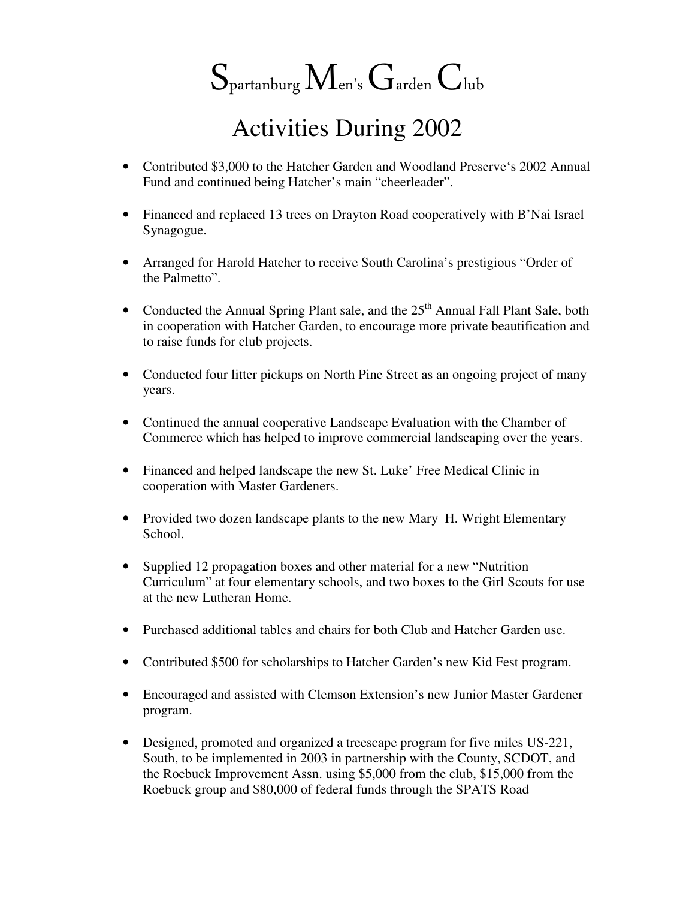# Spartanburg Men's Garden Club

## Activities During 2002

- Contributed $3,000 to the Hatcher Garden and Woodland Preserve's 2002 Annual Fund and continued being Hatcher's main "cheerleader".
- Financed and replaced 13 trees on Drayton Road cooperatively with B'Nai Israel Synagogue.
- Arranged for Harold Hatcher to receive South Carolina's prestigious "Order of the Palmetto".
- Conducted the Annual Spring Plant sale, and the 25th Annual Fall Plant Sale, both in cooperation with Hatcher Garden, to encourage more private beautification and to raise funds for club projects.
- Conducted four litter pickups on North Pine Street as an ongoing project of many years.
- Continued the annual cooperative Landscape Evaluation with the Chamber of Commerce which has helped to improve commercial landscaping over the years.
- Financed and helped landscape the new St. Luke' Free Medical Clinic in cooperation with Master Gardeners.
- Provided two dozen landscape plants to the new Mary H. Wright Elementary School.
- Supplied 12 propagation boxes and other material for a new "Nutrition Curriculum" at four elementary schools, and two boxes to the Girl Scouts for use at the new Lutheran Home.
- Purchased additional tables and chairs for both Club and Hatcher Garden use.
- Contributed $500 for scholarships to Hatcher Garden's new Kid Fest program.
- Encouraged and assisted with Clemson Extension's new Junior Master Gardener program.
- Designed, promoted and organized a treescape program for five miles US-221, South, to be implemented in 2003 in partnership with the County, SCDOT, and the Roebuck Improvement Assn. using $5,000 from the club, $15,000 from the Roebuck group and $80,000 of federal funds through the SPATS Road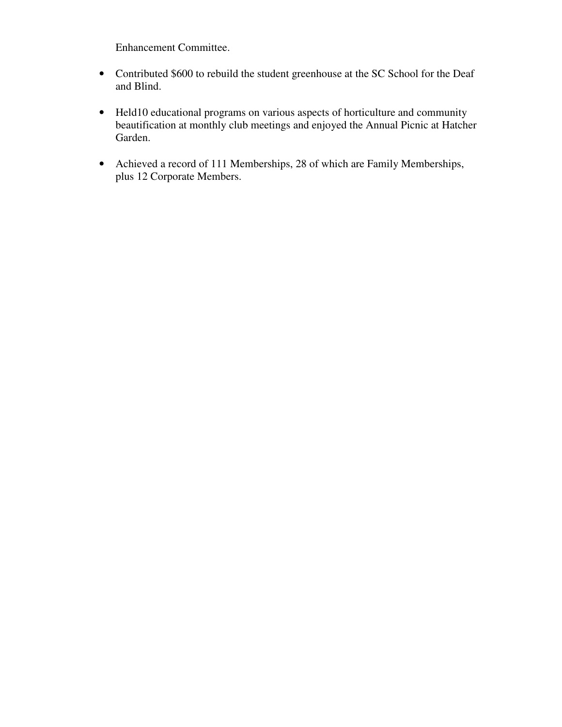Enhancement Committee.

- Contributed $600 to rebuild the student greenhouse at the SC School for the Deaf and Blind.

- Held10 educational programs on various aspects of horticulture and community beautification at monthly club meetings and enjoyed the Annual Picnic at Hatcher Garden.

- Achieved a record of 111 Memberships, 28 of which are Family Memberships, plus 12 Corporate Members.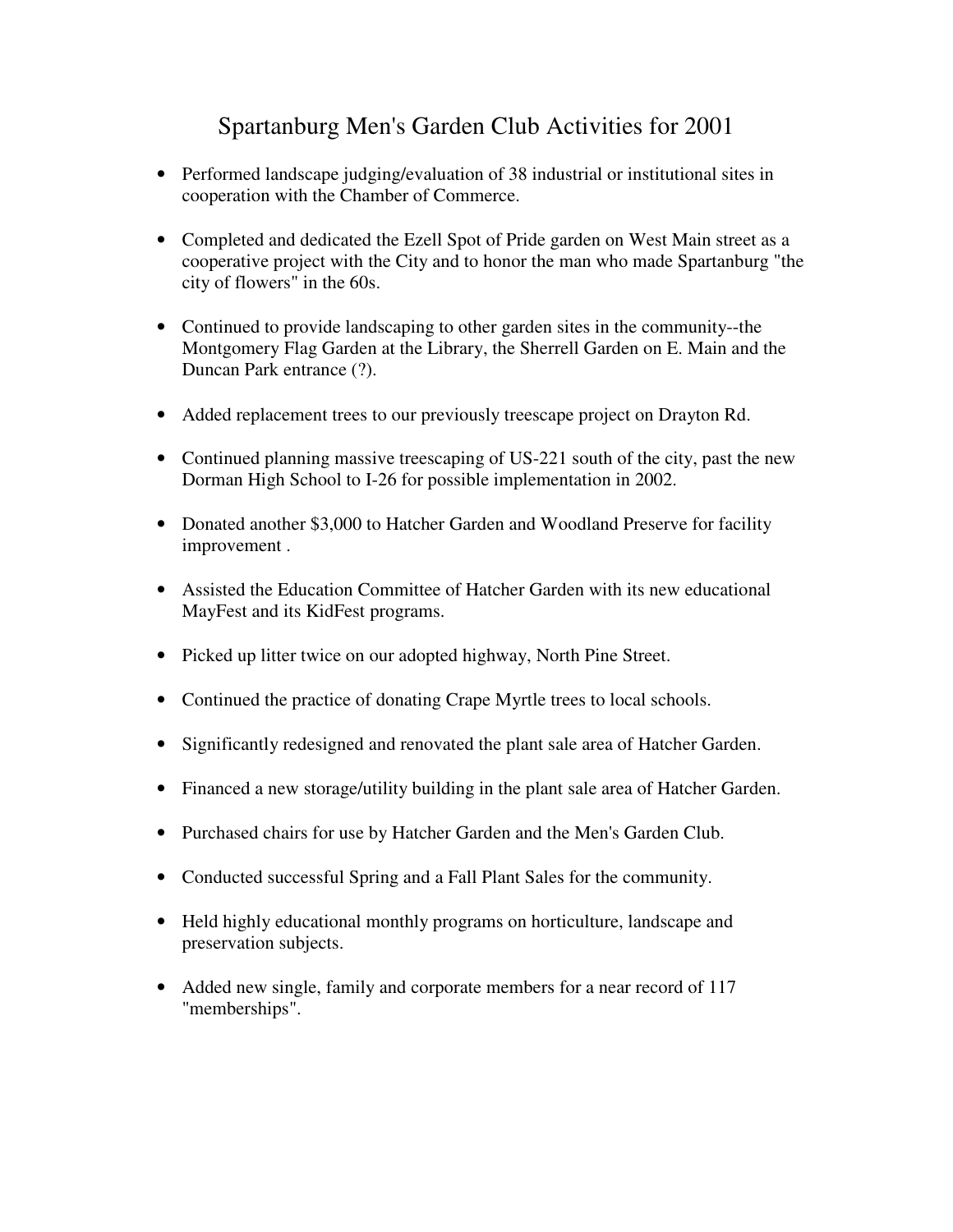# Spartanburg Men's Garden Club Activities for 2001

- Performed landscape judging/evaluation of 38 industrial or institutional sites in cooperation with the Chamber of Commerce.
- Completed and dedicated the Ezell Spot of Pride garden on West Main street as a cooperative project with the City and to honor the man who made Spartanburg "the city of flowers" in the 60s.
- Continued to provide landscaping to other garden sites in the community--the Montgomery Flag Garden at the Library, the Sherrell Garden on E. Main and the Duncan Park entrance (?).
- Added replacement trees to our previously treescape project on Drayton Rd.
- Continued planning massive treescaping of US-221 south of the city, past the new Dorman High School to I-26 for possible implementation in 2002.
- Donated another $3,000 to Hatcher Garden and Woodland Preserve for facility improvement .
- Assisted the Education Committee of Hatcher Garden with its new educational MayFest and its KidFest programs.
- Picked up litter twice on our adopted highway, North Pine Street.
- Continued the practice of donating Crape Myrtle trees to local schools.
- Significantly redesigned and renovated the plant sale area of Hatcher Garden.
- Financed a new storage/utility building in the plant sale area of Hatcher Garden.
- Purchased chairs for use by Hatcher Garden and the Men's Garden Club.
- Conducted successful Spring and a Fall Plant Sales for the community.
- Held highly educational monthly programs on horticulture, landscape and preservation subjects.
- Added new single, family and corporate members for a near record of 117 "memberships".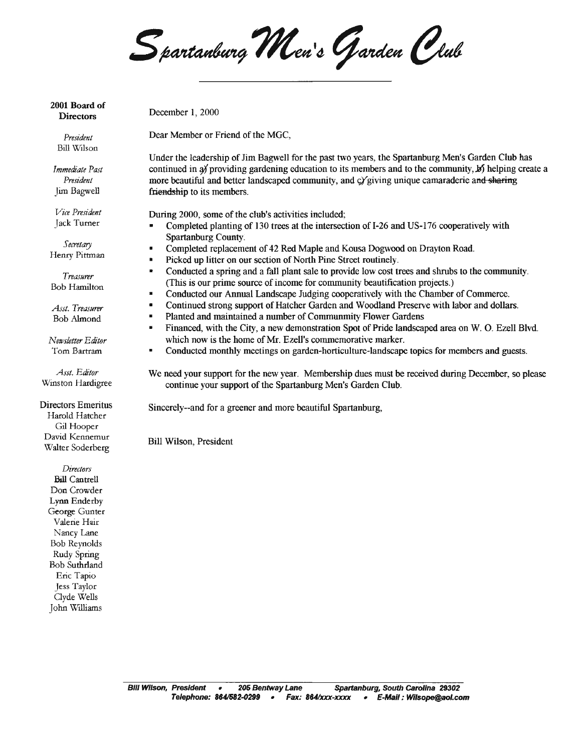# Spartanburg Men's Garden Club

**2001 Board of Directors**

*President*
Bill Wilson

*Immediate Past President*
Jim Bagwell

*Vice President*
Jack Turner

*Secretary*
Henry Pittman

*Treasurer*
Bob Hamilton

*Asst. Treasurer*
Bob Almond

*Newsletter Editor*
Tom Bartram

*Asst. Editor*
Winston Hardigree

Directors Emeritus
Harold Hatcher
Gil Hooper
David Kennemur
Walter Soderberg

*Directors*
Bill Cantrell
Don Crowder
Lynn Enderby
George Gunter
Valerie Hair
Nancy Lane
Bob Reynolds
Rudy Spring
Bob Suthrland
Eric Tapio
Jess Taylor
Clyde Wells
John Williams

December 1, 2000

Dear Member or Friend of the MGC,

Under the leadership of Jim Bagwell for the past two years, the Spartanburg Men's Garden Club has continued in a) providing gardening education to its members and to the community, b) helping create a more beautiful and better landscaped community, and c) giving unique camaraderie ~~and sharing friendship~~ to its members.

During 2000, some of the club's activities included;

- Completed planting of 130 trees at the intersection of I-26 and US-176 cooperatively with Spartanburg County.
- Completed replacement of 42 Red Maple and Kousa Dogwood on Drayton Road.
- Picked up litter on our section of North Pine Street routinely.
- Conducted a spring and a fall plant sale to provide low cost trees and shrubs to the community. (This is our prime source of income for community beautification projects.)
- Conducted our Annual Landscape Judging cooperatively with the Chamber of Commerce.
- Continued strong support of Hatcher Garden and Woodland Preserve with labor and dollars.
- Planted and maintained a number of Communmity Flower Gardens
- Financed, with the City, a new demonstration Spot of Pride landscaped area on W. O. Ezell Blvd. which now is the home of Mr. Ezell's commemorative marker.
- Conducted monthly meetings on garden-horticulture-landscape topics for members and guests.

We need your support for the new year. Membership dues must be received during December, so please continue your support of the Spartanburg Men's Garden Club.

Sincerely--and for a greener and more beautiful Spartanburg,

Bill Wilson, President

*Bill Wilson, President • 205 Bentway Lane Spartanburg, South Carolina 29302*
*Telephone: 864/582-0299 • Fax: 864/xxx-xxxx • E-Mail : Wilsope@aol.com*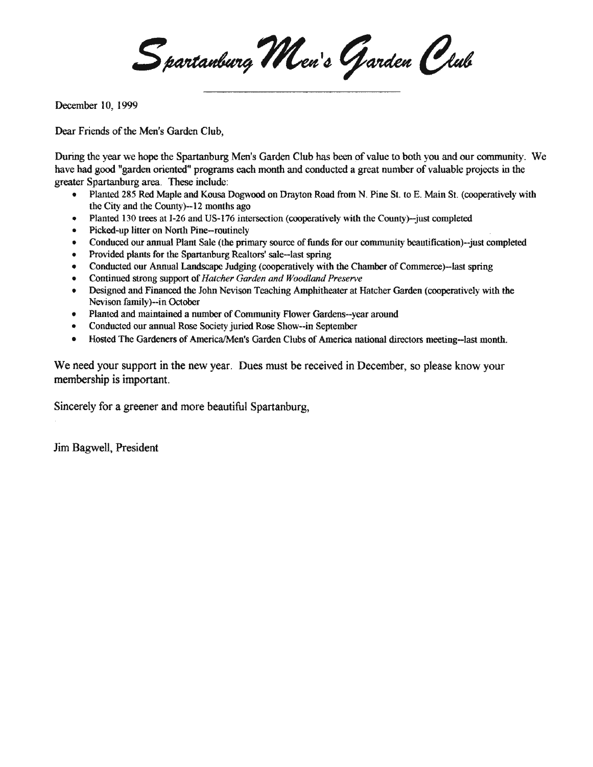# *Spartanburg Men's Garden Club*

December 10, 1999

Dear Friends of the Men's Garden Club,

During the year we hope the Spartanburg Men's Garden Club has been of value to both you and our community. We have had good "garden oriented" programs each month and conducted a great number of valuable projects in the greater Spartanburg area. These include:

- Planted 285 Red Maple and Kousa Dogwood on Drayton Road from N. Pine St. to E. Main St. (cooperatively with the City and the County)--12 months ago
- Planted 130 trees at I-26 and US-176 intersection (cooperatively with the County)--just completed
- Picked-up litter on North Pine--routinely
- Conduced our annual Plant Sale (the primary source of funds for our community beautification)--just completed
- Provided plants for the Spartanburg Realtors' sale--last spring
- Conducted our Annual Landscape Judging (cooperatively with the Chamber of Commerce)--last spring
- Continued strong support of *Hatcher Garden and Woodland Preserve*
- Designed and Financed the John Nevison Teaching Amphitheater at Hatcher Garden (cooperatively with the Nevison family)--in October
- Planted and maintained a number of Community Flower Gardens--year around
- Conducted our annual Rose Society juried Rose Show--in September
- Hosted The Gardeners of America/Men's Garden Clubs of America national directors meeting--last month.

We need your support in the new year. Dues must be received in December, so please know your membership is important.

Sincerely for a greener and more beautiful Spartanburg,

Jim Bagwell, President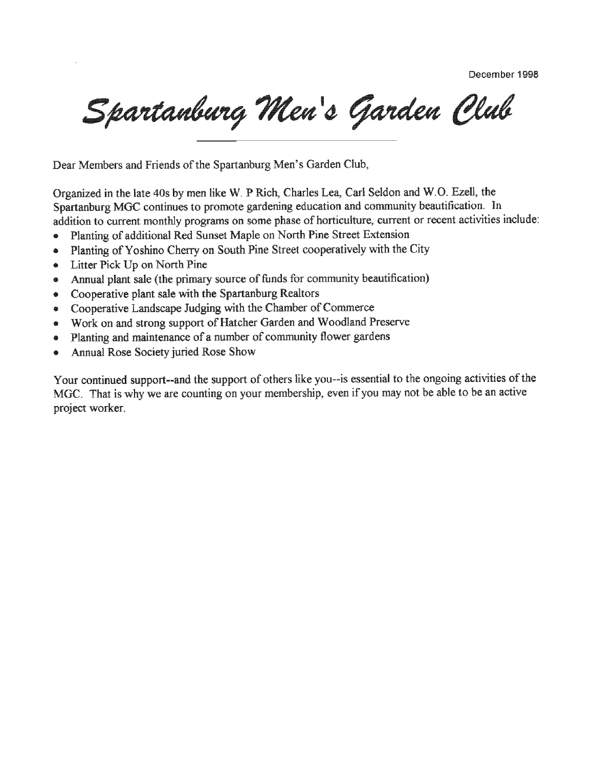December 1998

# Spartanburg Men's Garden Club

Dear Members and Friends of the Spartanburg Men's Garden Club,

Organized in the late 40s by men like W. P Rich, Charles Lea, Carl Seldon and W.O. Ezell, the Spartanburg MGC continues to promote gardening education and community beautification. In addition to current monthly programs on some phase of horticulture, current or recent activities include:

- Planting of additional Red Sunset Maple on North Pine Street Extension
- Planting of Yoshino Cherry on South Pine Street cooperatively with the City
- Litter Pick Up on North Pine
- Annual plant sale (the primary source of funds for community beautification)
- Cooperative plant sale with the Spartanburg Realtors
- Cooperative Landscape Judging with the Chamber of Commerce
- Work on and strong support of Hatcher Garden and Woodland Preserve
- Planting and maintenance of a number of community flower gardens
- Annual Rose Society juried Rose Show

Your continued support--and the support of others like you--is essential to the ongoing activities of the MGC. That is why we are counting on your membership, even if you may not be able to be an active project worker.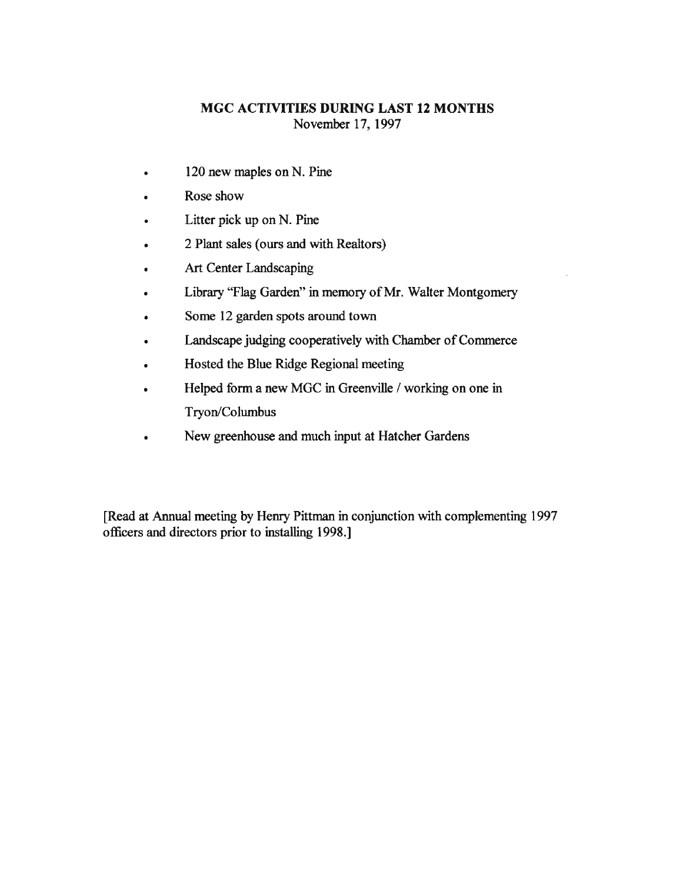## MGC ACTIVITIES DURING LAST 12 MONTHS

November 17, 1997

- 120 new maples on N. Pine
- Rose show
- Litter pick up on N. Pine
- 2 Plant sales (ours and with Realtors)
- Art Center Landscaping
- Library "Flag Garden" in memory of Mr. Walter Montgomery
- Some 12 garden spots around town
- Landscape judging cooperatively with Chamber of Commerce
- Hosted the Blue Ridge Regional meeting
- Helped form a new MGC in Greenville / working on one in Tryon/Columbus
- New greenhouse and much input at Hatcher Gardens

[Read at Annual meeting by Henry Pittman in conjunction with complementing 1997 officers and directors prior to installing 1998.]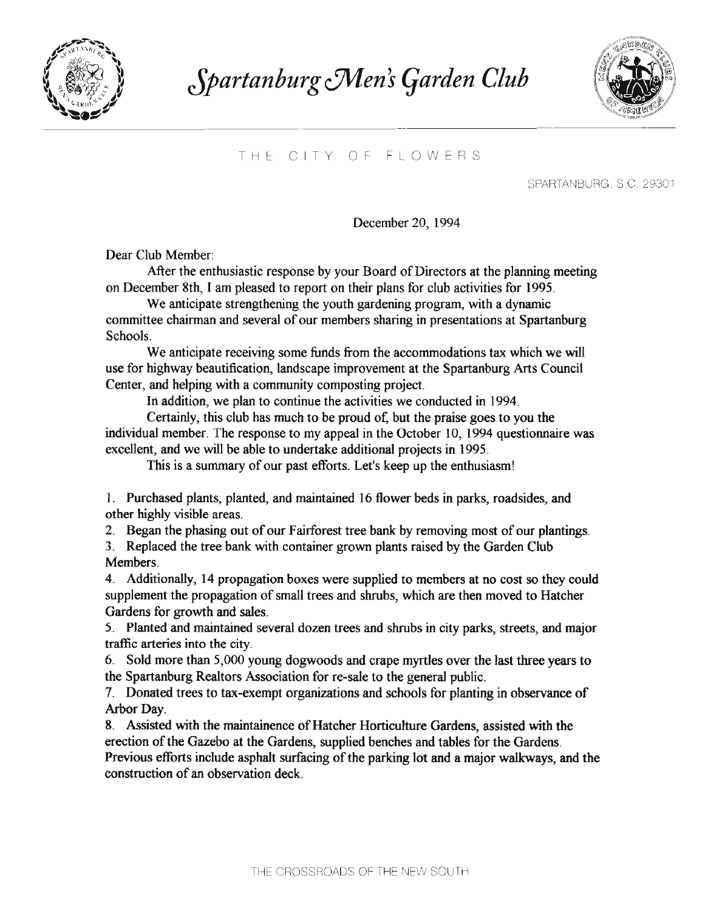# *Spartanburg Men's Garden Club*

THE CITY OF FLOWERS

SPARTANBURG, S.C. 29301

December 20, 1994

Dear Club Member:

After the enthusiastic response by your Board of Directors at the planning meeting on December 8th, I am pleased to report on their plans for club activities for 1995.

We anticipate strengthening the youth gardening program, with a dynamic committee chairman and several of our members sharing in presentations at Spartanburg Schools.

We anticipate receiving some funds from the accommodations tax which we will use for highway beautification, landscape improvement at the Spartanburg Arts Council Center, and helping with a community composting project.

In addition, we plan to continue the activities we conducted in 1994.

Certainly, this club has much to be proud of, but the praise goes to you the individual member. The response to my appeal in the October 10, 1994 questionnaire was excellent, and we will be able to undertake additional projects in 1995.

This is a summary of our past efforts. Let's keep up the enthusiasm!

1. Purchased plants, planted, and maintained 16 flower beds in parks, roadsides, and other highly visible areas.
2. Began the phasing out of our Fairforest tree bank by removing most of our plantings.
3. Replaced the tree bank with container grown plants raised by the Garden Club Members.
4. Additionally, 14 propagation boxes were supplied to members at no cost so they could supplement the propagation of small trees and shrubs, which are then moved to Hatcher Gardens for growth and sales.
5. Planted and maintained several dozen trees and shrubs in city parks, streets, and major traffic arteries into the city.
6. Sold more than 5,000 young dogwoods and crape myrtles over the last three years to the Spartanburg Realtors Association for re-sale to the general public.
7. Donated trees to tax-exempt organizations and schools for planting in observance of Arbor Day.
8. Assisted with the maintainence of Hatcher Horticulture Gardens, assisted with the erection of the Gazebo at the Gardens, supplied benches and tables for the Gardens. Previous efforts include asphalt surfacing of the parking lot and a major walkways, and the construction of an observation deck.

THE CROSSROADS OF THE NEW SOUTH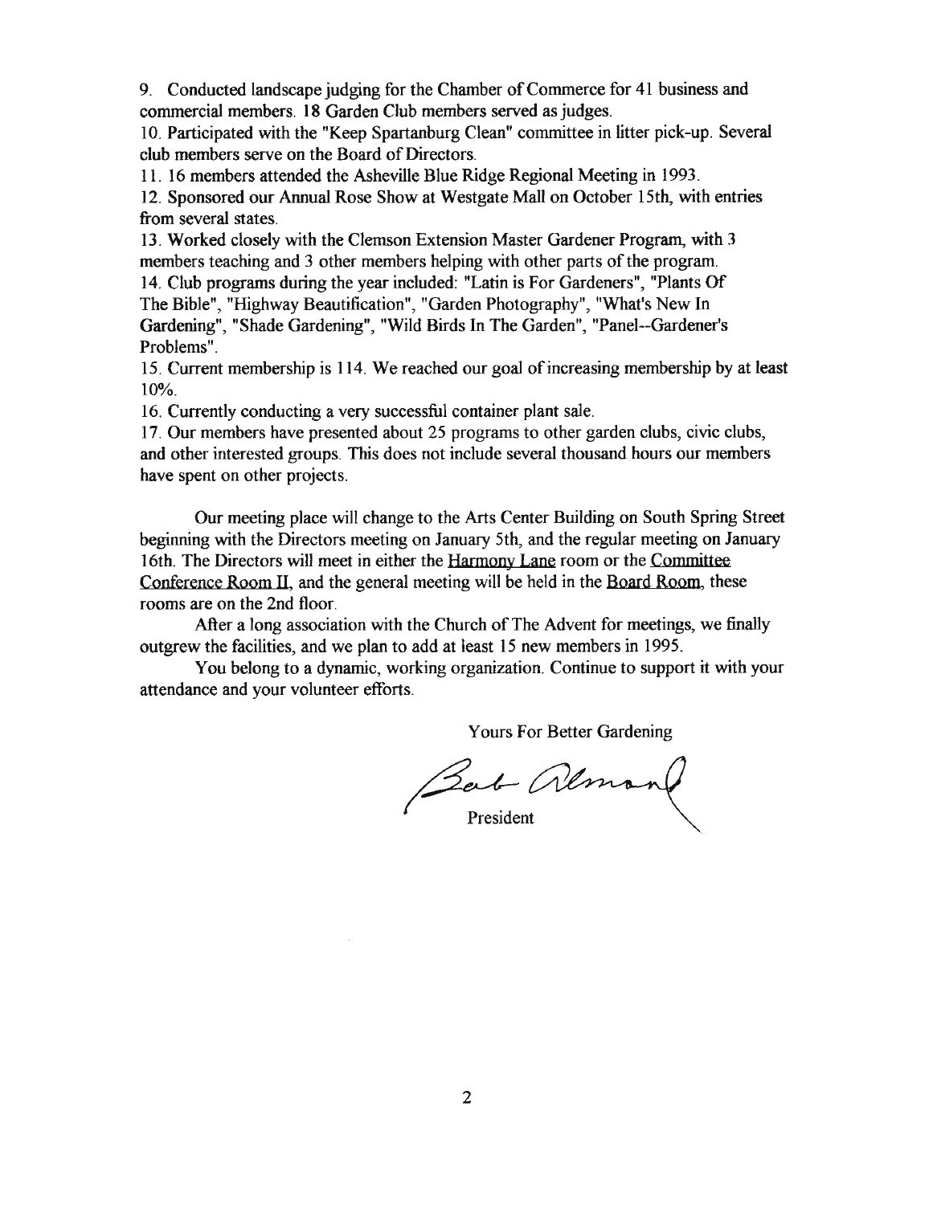9. Conducted landscape judging for the Chamber of Commerce for 41 business and commercial members. 18 Garden Club members served as judges.
10. Participated with the "Keep Spartanburg Clean" committee in litter pick-up. Several club members serve on the Board of Directors.
11. 16 members attended the Asheville Blue Ridge Regional Meeting in 1993.
12. Sponsored our Annual Rose Show at Westgate Mall on October 15th, with entries from several states.
13. Worked closely with the Clemson Extension Master Gardener Program, with 3 members teaching and 3 other members helping with other parts of the program.
14. Club programs during the year included: "Latin is For Gardeners", "Plants Of The Bible", "Highway Beautification", "Garden Photography", "What's New In Gardening", "Shade Gardening", "Wild Birds In The Garden", "Panel--Gardener's Problems".
15. Current membership is 114. We reached our goal of increasing membership by at least 10%.
16. Currently conducting a very successful container plant sale.
17. Our members have presented about 25 programs to other garden clubs, civic clubs, and other interested groups. This does not include several thousand hours our members have spent on other projects.

Our meeting place will change to the Arts Center Building on South Spring Street beginning with the Directors meeting on January 5th, and the regular meeting on January 16th. The Directors will meet in either the Harmony Lane room or the Committee Conference Room II, and the general meeting will be held in the Board Room, these rooms are on the 2nd floor.

After a long association with the Church of The Advent for meetings, we finally outgrew the facilities, and we plan to add at least 15 new members in 1995.

You belong to a dynamic, working organization. Continue to support it with your attendance and your volunteer efforts.

Yours For Better Gardening

Bob Almond

President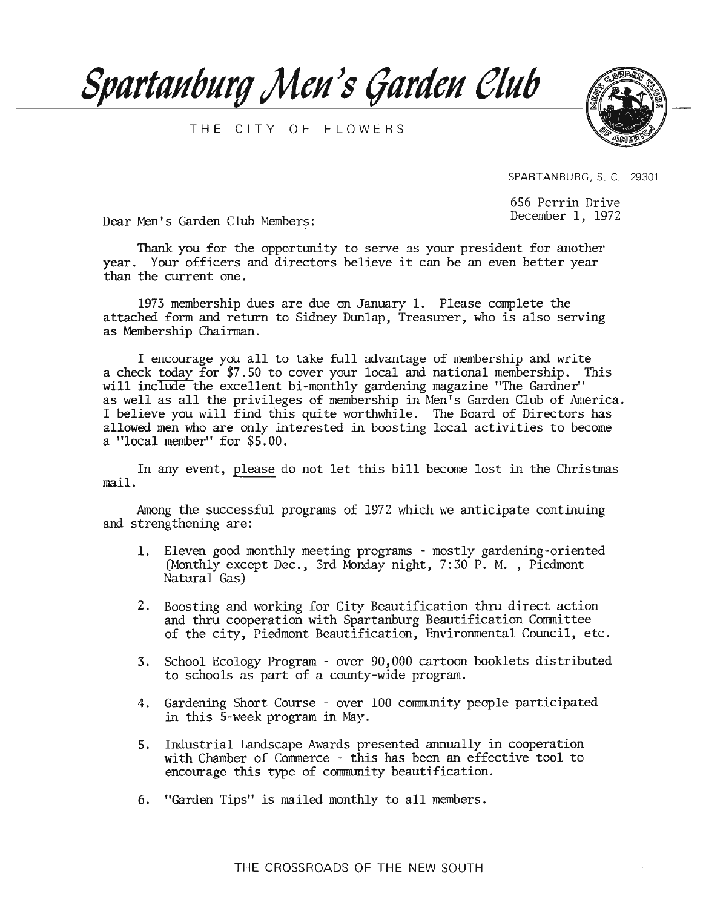# *Spartanburg Men's Garden Club*

THE CITY OF FLOWERS

SPARTANBURG, S. C. 29301

656 Perrin Drive
December 1, 1972

Dear Men's Garden Club Members:

Thank you for the opportunity to serve as your president for another year. Your officers and directors believe it can be an even better year than the current one.

1973 membership dues are due on January 1. Please complete the attached form and return to Sidney Dunlap, Treasurer, who is also serving as Membership Chairman.

I encourage you all to take full advantage of membership and write a check <u>today</u> for $7.50 to cover your local and national membership. This will include the excellent bi-monthly gardening magazine "The Gardner" as well as all the privileges of membership in Men's Garden Club of America. I believe you will find this quite worthwhile. The Board of Directors has allowed men who are only interested in boosting local activities to become a "local member" for $5.00.

In any event, <u>please</u> do not let this bill become lost in the Christmas mail.

Among the successful programs of 1972 which we anticipate continuing and strengthening are:

1. Eleven good monthly meeting programs - mostly gardening-oriented (Monthly except Dec., 3rd Monday night, 7:30 P. M. , Piedmont Natural Gas)

2. Boosting and working for City Beautification thru direct action and thru cooperation with Spartanburg Beautification Committee of the city, Piedmont Beautification, Environmental Council, etc.

3. School Ecology Program - over 90,000 cartoon booklets distributed to schools as part of a county-wide program.

4. Gardening Short Course - over 100 community people participated in this 5-week program in May.

5. Industrial Landscape Awards presented annually in cooperation with Chamber of Commerce - this has been an effective tool to encourage this type of community beautification.

6. "Garden Tips" is mailed monthly to all members.

THE CROSSROADS OF THE NEW SOUTH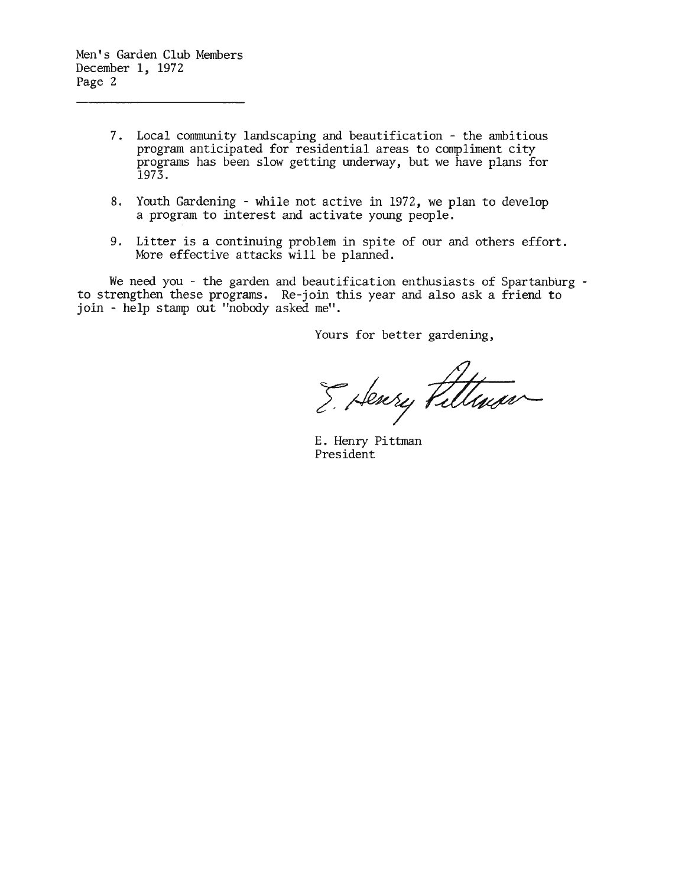7. Local community landscaping and beautification - the ambitious program anticipated for residential areas to compliment city programs has been slow getting underway, but we have plans for 1973.

8. Youth Gardening - while not active in 1972, we plan to develop a program to interest and activate young people.

9. Litter is a continuing problem in spite of our and others effort. More effective attacks will be planned.

We need you - the garden and beautification enthusiasts of Spartanburg - to strengthen these programs. Re-join this year and also ask a friend to join - help stamp out "nobody asked me".

Yours for better gardening,

E. Henry Pittman

E. Henry Pittman
President